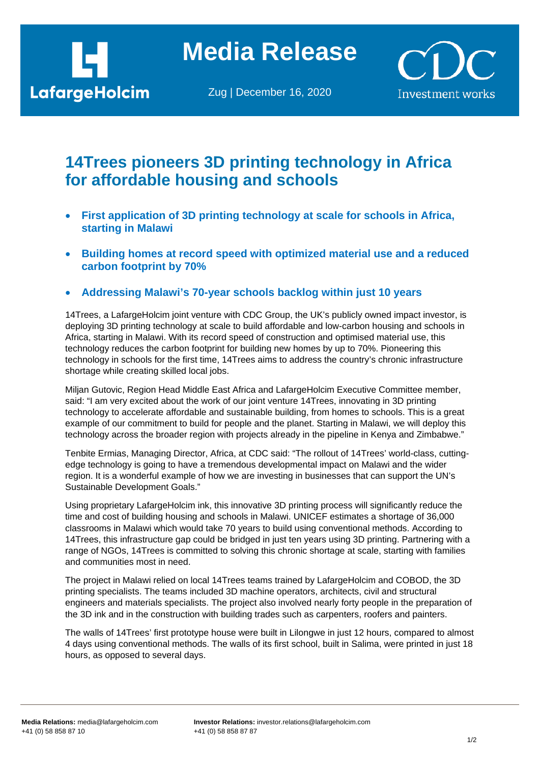Media Release

Zug | December 16, 2020

# 14Trees pioneers 3D printing technology in Africa for affordable housing and schools

- **First application of 3D printing technology at scale for schools in Africa, starting in Malawi**
- **Building homes at record speed with optimized material use and a reduced carbon footprint by 70%**
- **Addressing Malawi's 70-year schools backlog within just 10 years**

14Trees, a LafargeHolcim joint venture with CDC Group, the UK's publicly owned impact investor, is deploying 3D printing technology at scale to build affordable and low-carbon housing and schools in Africa, starting in Malawi. With its record speed of construction and optimised material use, this technology reduces the carbon footprint for building new homes by up to 70%. Pioneering this technology in schools for the first time, 14Trees aims to address the country's chronic infrastructure shortage while creating skilled local jobs.

Miljan Gutovic, Region Head Middle East Africa and LafargeHolcim Executive Committee member, said: "I am very excited about the work of our joint venture 14Trees, innovating in 3D printing technology to accelerate affordable and sustainable building, from homes to schools. This is a great example of our commitment to build for people and the planet. Starting in Malawi, we will deploy this technology across the broader region with projects already in the pipeline in Kenya and Zimbabwe."

Tenbite Ermias, Managing Director, Africa, at CDC said: "The rollout of 14Trees' world-class, cutting-edge technology is going to have a tremendous developmental impact on Malawi and the wider region. It is a wonderful example of how we are investing in businesses that can support the UN's Sustainable Development Goals."

Using proprietary LafargeHolcim ink, this innovative 3D printing process will significantly reduce the time and cost of building housing and schools in Malawi. UNICEF estimates a shortage of 36,000 classrooms in Malawi which would take 70 years to build using conventional methods. According to 14Trees, this infrastructure gap could be bridged in just ten years using 3D printing. Partnering with a range of NGOs, 14Trees is committed to solving this chronic shortage at scale, starting with families and communities most in need.

The project in Malawi relied on local 14Trees teams trained by LafargeHolcim and COBOD, the 3D printing specialists. The teams included 3D machine operators, architects, civil and structural engineers and materials specialists. The project also involved nearly forty people in the preparation of the 3D ink and in the construction with building trades such as carpenters, roofers and painters.

The walls of 14Trees' first prototype house were built in Lilongwe in just 12 hours, compared to almost 4 days using conventional methods. The walls of its first school, built in Salima, were printed in just 18 hours, as opposed to several days.

**Media Relations:** media@lafargeholcim.com
+41 (0) 58 858 87 10

**Investor Relations:** investor.relations@lafargeholcim.com
+41 (0) 58 858 87 87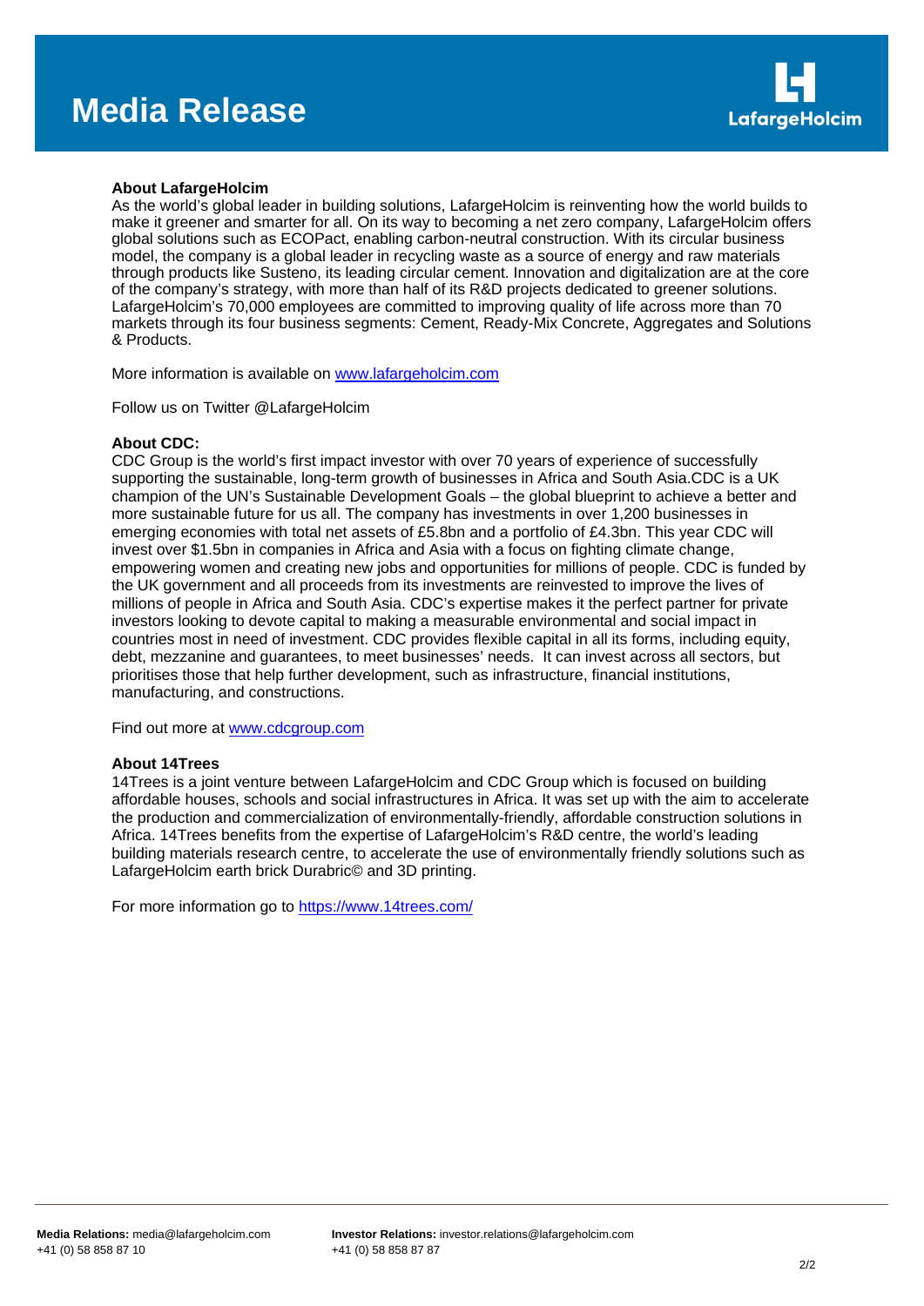**About LafargeHolcim**

As the world's global leader in building solutions, LafargeHolcim is reinventing how the world builds to make it greener and smarter for all. On its way to becoming a net zero company, LafargeHolcim offers global solutions such as ECOPact, enabling carbon-neutral construction. With its circular business model, the company is a global leader in recycling waste as a source of energy and raw materials through products like Susteno, its leading circular cement. Innovation and digitalization are at the core of the company's strategy, with more than half of its R&D projects dedicated to greener solutions. LafargeHolcim's 70,000 employees are committed to improving quality of life across more than 70 markets through its four business segments: Cement, Ready-Mix Concrete, Aggregates and Solutions & Products.

More information is available on [www.lafargeholcim.com](http://www.lafargeholcim.com)

Follow us on Twitter @LafargeHolcim

**About CDC:**

CDC Group is the world's first impact investor with over 70 years of experience of successfully supporting the sustainable, long-term growth of businesses in Africa and South Asia.CDC is a UK champion of the UN's Sustainable Development Goals – the global blueprint to achieve a better and more sustainable future for us all. The company has investments in over 1,200 businesses in emerging economies with total net assets of £5.8bn and a portfolio of £4.3bn. This year CDC will invest over $1.5bn in companies in Africa and Asia with a focus on fighting climate change, empowering women and creating new jobs and opportunities for millions of people. CDC is funded by the UK government and all proceeds from its investments are reinvested to improve the lives of millions of people in Africa and South Asia. CDC's expertise makes it the perfect partner for private investors looking to devote capital to making a measurable environmental and social impact in countries most in need of investment. CDC provides flexible capital in all its forms, including equity, debt, mezzanine and guarantees, to meet businesses' needs. It can invest across all sectors, but prioritises those that help further development, such as infrastructure, financial institutions, manufacturing, and constructions.

Find out more at [www.cdcgroup.com](http://www.cdcgroup.com)

**About 14Trees**

14Trees is a joint venture between LafargeHolcim and CDC Group which is focused on building affordable houses, schools and social infrastructures in Africa. It was set up with the aim to accelerate the production and commercialization of environmentally-friendly, affordable construction solutions in Africa. 14Trees benefits from the expertise of LafargeHolcim's R&D centre, the world's leading building materials research centre, to accelerate the use of environmentally friendly solutions such as LafargeHolcim earth brick Durabric© and 3D printing.

For more information go to [https://www.14trees.com/](https://www.14trees.com/)

**Media Relations:** media@lafargeholcim.com
+41 (0) 58 858 87 10

**Investor Relations:** investor.relations@lafargeholcim.com
+41 (0) 58 858 87 87